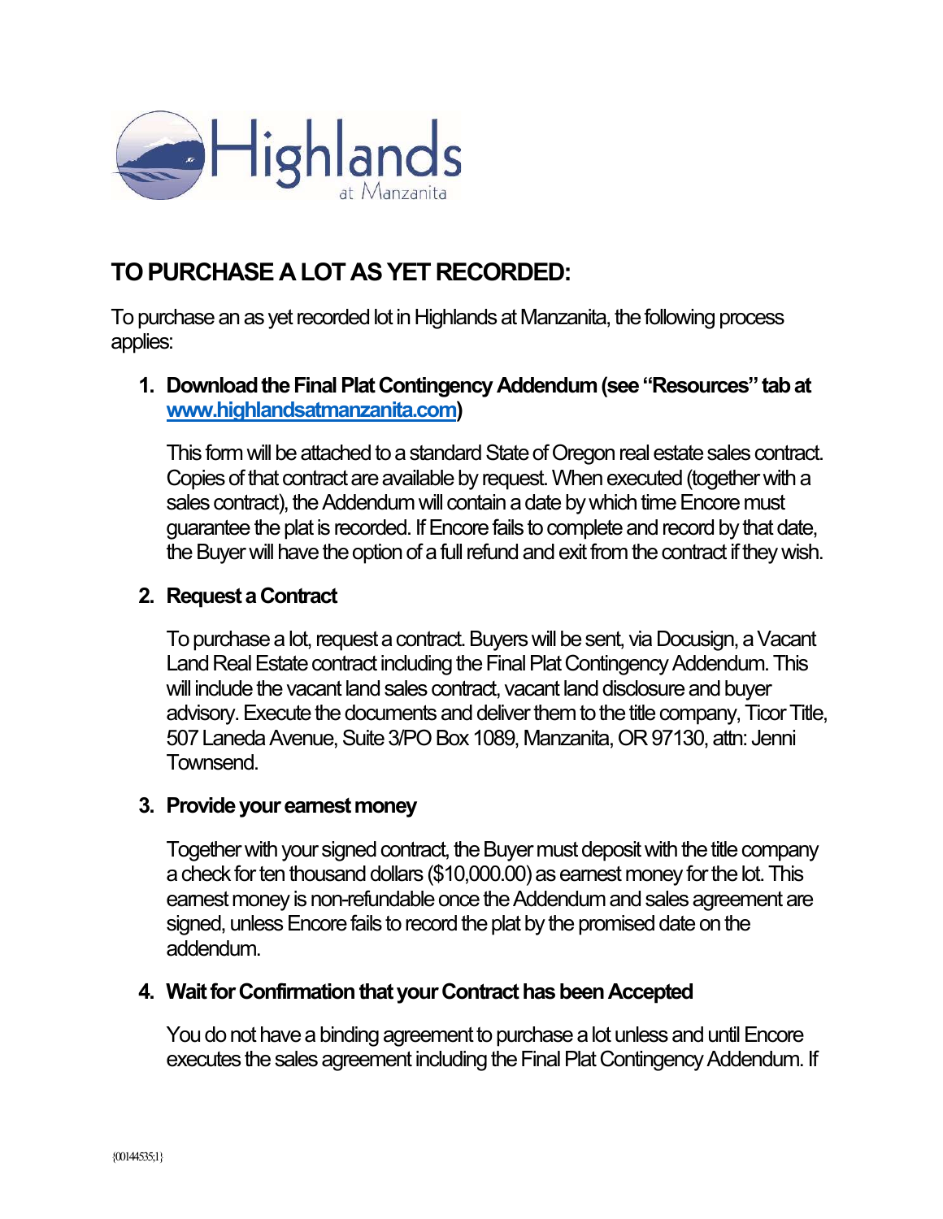Highlands at Manzanita

# TO PURCHASE A LOT AS YET RECORDED:

To purchase an as yet recorded lot in Highlands at Manzanita, the following process applies:

1. **Download the Final Plat Contingency Addendum (see "Resources" tab at [www.highlandsatmanzanita.com](www.highlandsatmanzanita.com))**

   This form will be attached to a standard State of Oregon real estate sales contract. Copies of that contract are available by request. When executed (together with a sales contract), the Addendum will contain a date by which time Encore must guarantee the plat is recorded. If Encore fails to complete and record by that date, the Buyer will have the option of a full refund and exit from the contract if they wish.

2. **Request a Contract**

   To purchase a lot, request a contract. Buyers will be sent, via Docusign, a Vacant Land Real Estate contract including the Final Plat Contingency Addendum. This will include the vacant land sales contract, vacant land disclosure and buyer advisory. Execute the documents and deliver them to the title company, Ticor Title, 507 Laneda Avenue, Suite 3/PO Box 1089, Manzanita, OR 97130, attn: Jenni Townsend.

3. **Provide your earnest money**

   Together with your signed contract, the Buyer must deposit with the title company a check for ten thousand dollars ($10,000.00) as earnest money for the lot. This earnest money is non-refundable once the Addendum and sales agreement are signed, unless Encore fails to record the plat by the promised date on the addendum.

4. **Wait for Confirmation that your Contract has been Accepted**

   You do not have a binding agreement to purchase a lot unless and until Encore executes the sales agreement including the Final Plat Contingency Addendum. If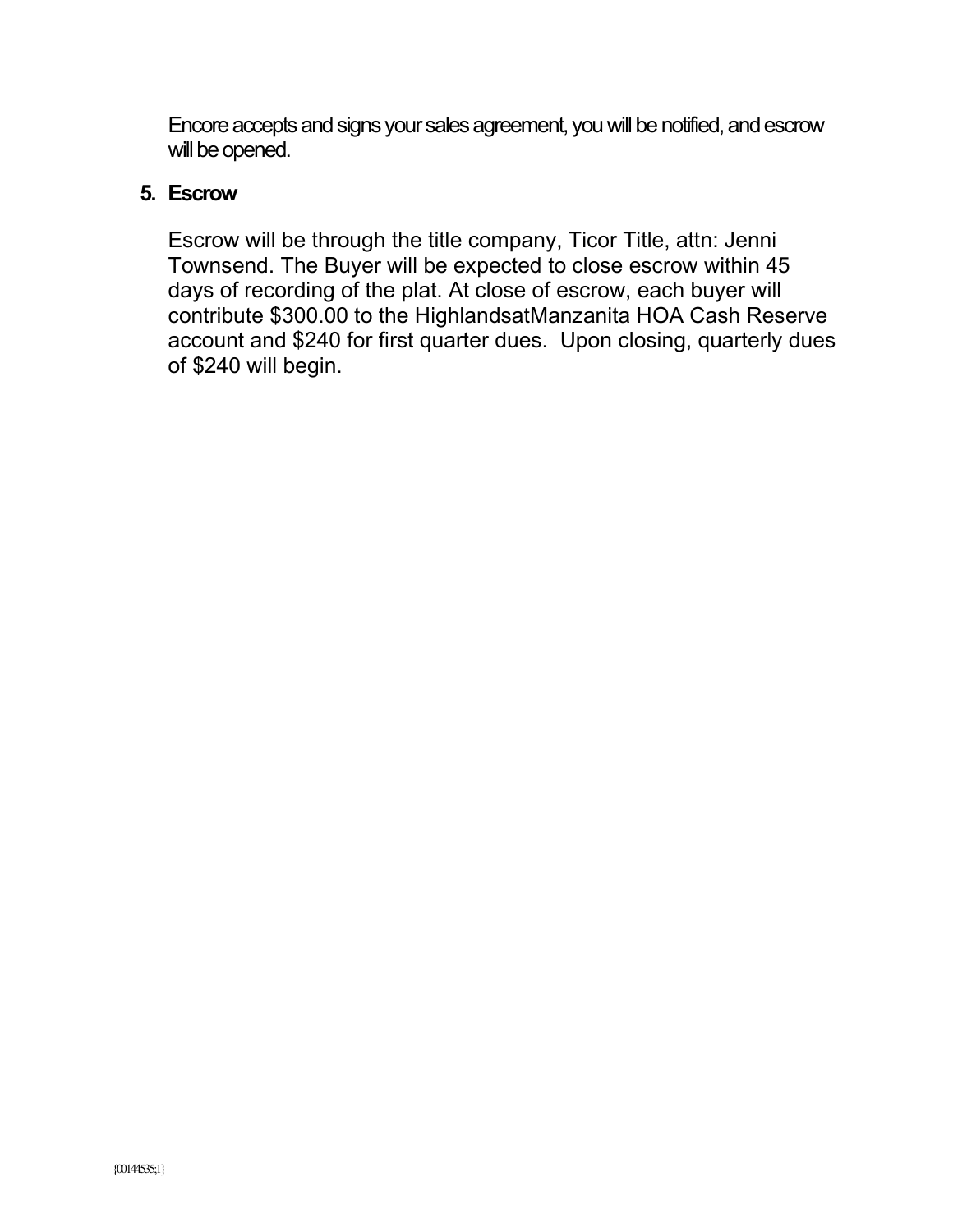Encore accepts and signs your sales agreement, you will be notified, and escrow will be opened.

5. **Escrow**

   Escrow will be through the title company, Ticor Title, attn: Jenni Townsend. The Buyer will be expected to close escrow within 45 days of recording of the plat. At close of escrow, each buyer will contribute $300.00 to the HighlandsatManzanita HOA Cash Reserve account and $240 for first quarter dues. Upon closing, quarterly dues of $240 will begin.

{00144535;1}